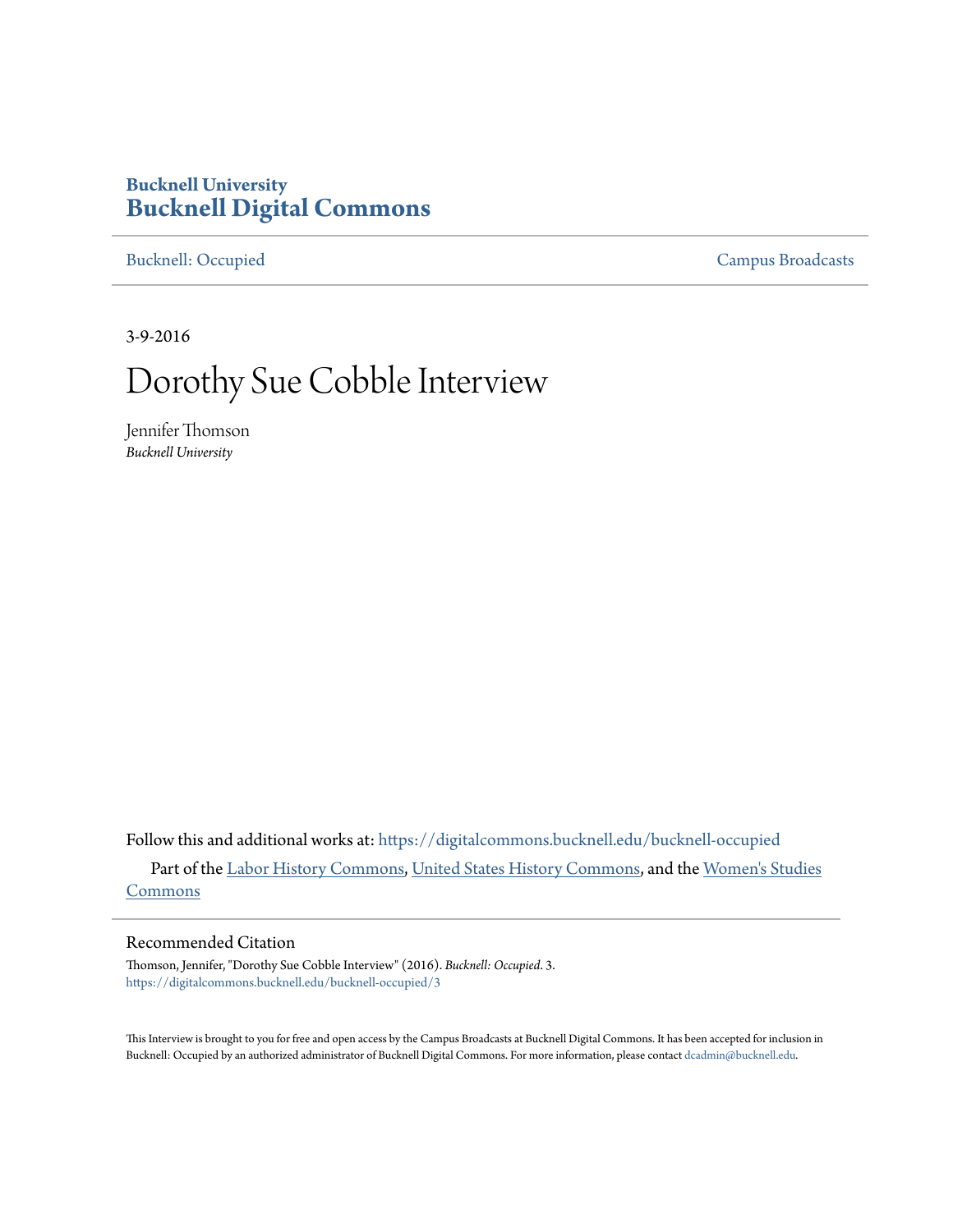**Bucknell University**
# Bucknell Digital Commons

Bucknell: Occupied | Campus Broadcasts

3-9-2016

# Dorothy Sue Cobble Interview

Jennifer Thomson
*Bucknell University*

Follow this and additional works at: https://digitalcommons.bucknell.edu/bucknell-occupied

Part of the Labor History Commons, United States History Commons, and the Women's Studies Commons

## Recommended Citation

Thomson, Jennifer, "Dorothy Sue Cobble Interview" (2016). *Bucknell: Occupied*. 3.
https://digitalcommons.bucknell.edu/bucknell-occupied/3

This Interview is brought to you for free and open access by the Campus Broadcasts at Bucknell Digital Commons. It has been accepted for inclusion in Bucknell: Occupied by an authorized administrator of Bucknell Digital Commons. For more information, please contact dcadmin@bucknell.edu.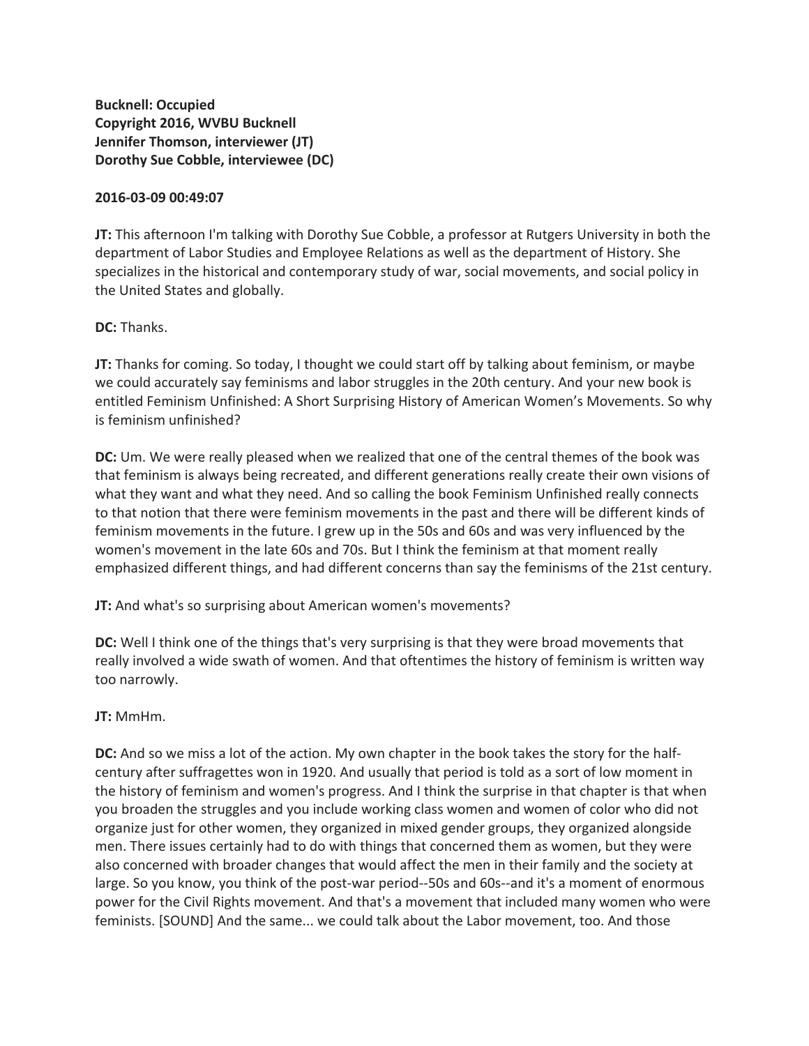**Bucknell: Occupied**
**Copyright 2016, WVBU Bucknell**
**Jennifer Thomson, interviewer (JT)**
**Dorothy Sue Cobble, interviewee (DC)**

**2016-03-09 00:49:07**

**JT:** This afternoon I'm talking with Dorothy Sue Cobble, a professor at Rutgers University in both the department of Labor Studies and Employee Relations as well as the department of History. She specializes in the historical and contemporary study of war, social movements, and social policy in the United States and globally.

**DC:** Thanks.

**JT:** Thanks for coming. So today, I thought we could start off by talking about feminism, or maybe we could accurately say feminisms and labor struggles in the 20th century. And your new book is entitled Feminism Unfinished: A Short Surprising History of American Women's Movements. So why is feminism unfinished?

**DC:** Um. We were really pleased when we realized that one of the central themes of the book was that feminism is always being recreated, and different generations really create their own visions of what they want and what they need. And so calling the book Feminism Unfinished really connects to that notion that there were feminism movements in the past and there will be different kinds of feminism movements in the future. I grew up in the 50s and 60s and was very influenced by the women's movement in the late 60s and 70s. But I think the feminism at that moment really emphasized different things, and had different concerns than say the feminisms of the 21st century.

**JT:** And what's so surprising about American women's movements?

**DC:** Well I think one of the things that's very surprising is that they were broad movements that really involved a wide swath of women. And that oftentimes the history of feminism is written way too narrowly.

**JT:** MmHm.

**DC:** And so we miss a lot of the action. My own chapter in the book takes the story for the half-century after suffragettes won in 1920. And usually that period is told as a sort of low moment in the history of feminism and women's progress. And I think the surprise in that chapter is that when you broaden the struggles and you include working class women and women of color who did not organize just for other women, they organized in mixed gender groups, they organized alongside men. There issues certainly had to do with things that concerned them as women, but they were also concerned with broader changes that would affect the men in their family and the society at large. So you know, you think of the post-war period--50s and 60s--and it's a moment of enormous power for the Civil Rights movement. And that's a movement that included many women who were feminists. [SOUND] And the same... we could talk about the Labor movement, too. And those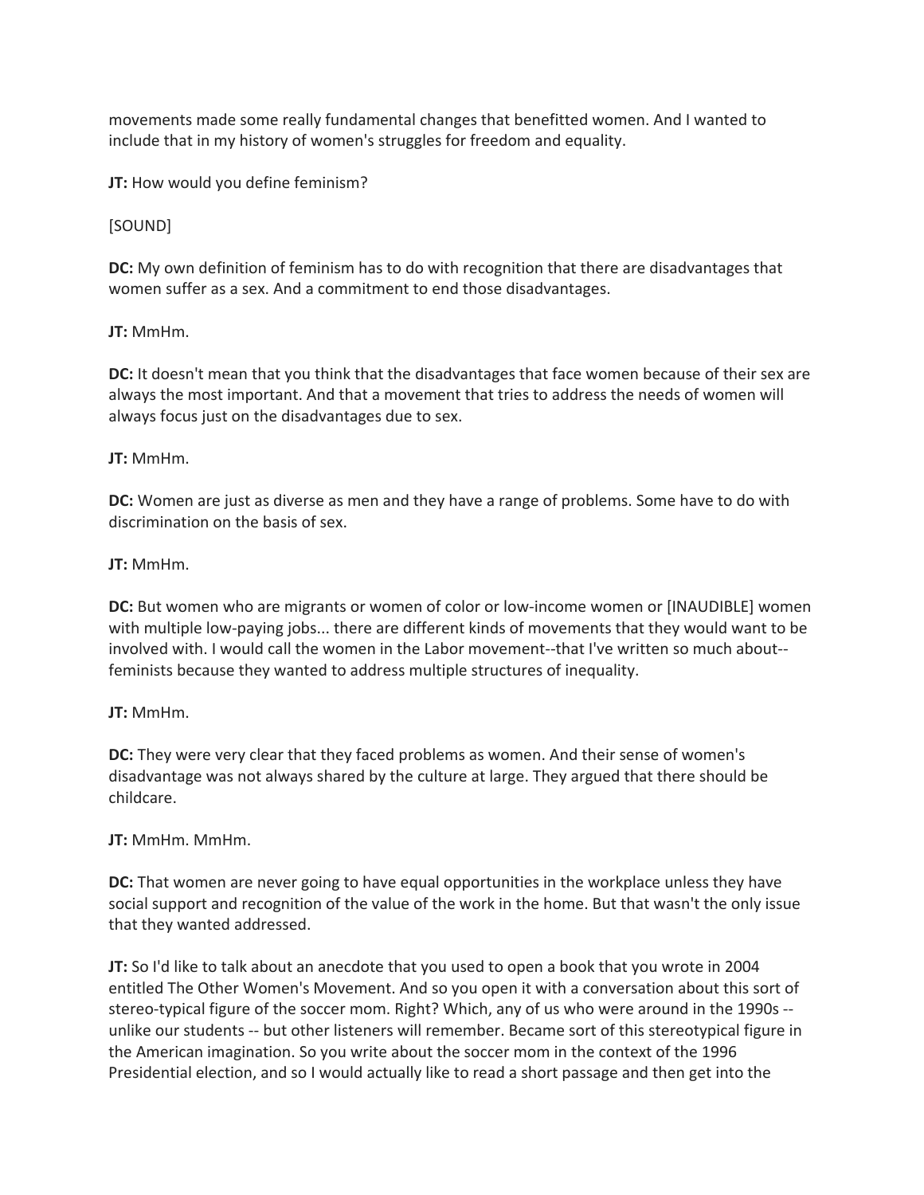movements made some really fundamental changes that benefitted women. And I wanted to include that in my history of women's struggles for freedom and equality.

**JT:** How would you define feminism?

[SOUND]

**DC:** My own definition of feminism has to do with recognition that there are disadvantages that women suffer as a sex. And a commitment to end those disadvantages.

**JT:** MmHm.

**DC:** It doesn't mean that you think that the disadvantages that face women because of their sex are always the most important. And that a movement that tries to address the needs of women will always focus just on the disadvantages due to sex.

**JT:** MmHm.

**DC:** Women are just as diverse as men and they have a range of problems. Some have to do with discrimination on the basis of sex.

**JT:** MmHm.

**DC:** But women who are migrants or women of color or low-income women or [INAUDIBLE] women with multiple low-paying jobs... there are different kinds of movements that they would want to be involved with. I would call the women in the Labor movement--that I've written so much about--feminists because they wanted to address multiple structures of inequality.

**JT:** MmHm.

**DC:** They were very clear that they faced problems as women. And their sense of women's disadvantage was not always shared by the culture at large. They argued that there should be childcare.

**JT:** MmHm. MmHm.

**DC:** That women are never going to have equal opportunities in the workplace unless they have social support and recognition of the value of the work in the home. But that wasn't the only issue that they wanted addressed.

**JT:** So I'd like to talk about an anecdote that you used to open a book that you wrote in 2004 entitled The Other Women's Movement. And so you open it with a conversation about this sort of stereo-typical figure of the soccer mom. Right? Which, any of us who were around in the 1990s -- unlike our students -- but other listeners will remember. Became sort of this stereotypical figure in the American imagination. So you write about the soccer mom in the context of the 1996 Presidential election, and so I would actually like to read a short passage and then get into the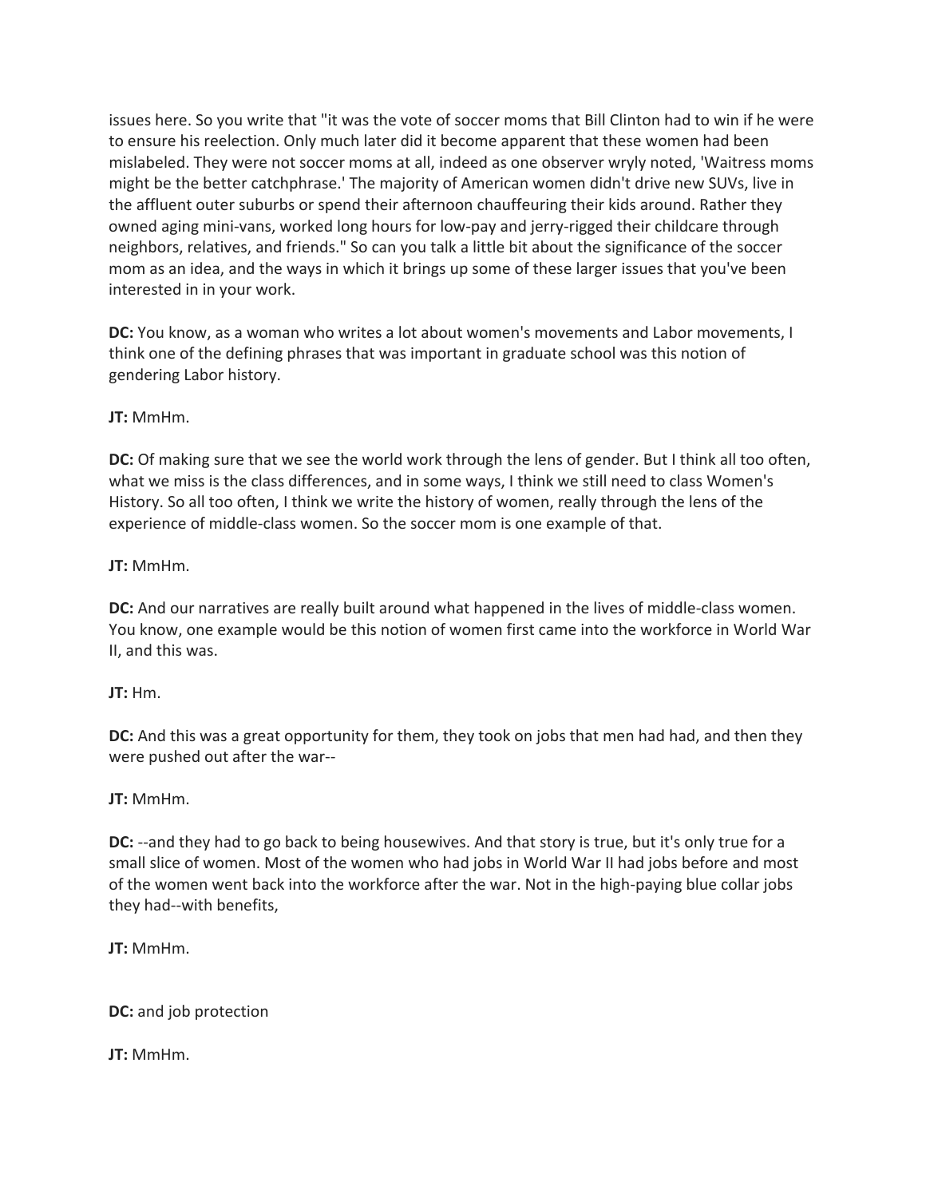issues here. So you write that "it was the vote of soccer moms that Bill Clinton had to win if he were to ensure his reelection. Only much later did it become apparent that these women had been mislabeled. They were not soccer moms at all, indeed as one observer wryly noted, 'Waitress moms might be the better catchphrase.' The majority of American women didn't drive new SUVs, live in the affluent outer suburbs or spend their afternoon chauffeuring their kids around. Rather they owned aging mini-vans, worked long hours for low-pay and jerry-rigged their childcare through neighbors, relatives, and friends." So can you talk a little bit about the significance of the soccer mom as an idea, and the ways in which it brings up some of these larger issues that you've been interested in in your work.

**DC:** You know, as a woman who writes a lot about women's movements and Labor movements, I think one of the defining phrases that was important in graduate school was this notion of gendering Labor history.

**JT:** MmHm.

**DC:** Of making sure that we see the world work through the lens of gender. But I think all too often, what we miss is the class differences, and in some ways, I think we still need to class Women's History. So all too often, I think we write the history of women, really through the lens of the experience of middle-class women. So the soccer mom is one example of that.

**JT:** MmHm.

**DC:** And our narratives are really built around what happened in the lives of middle-class women. You know, one example would be this notion of women first came into the workforce in World War II, and this was.

**JT:** Hm.

**DC:** And this was a great opportunity for them, they took on jobs that men had had, and then they were pushed out after the war--

**JT:** MmHm.

**DC:** --and they had to go back to being housewives. And that story is true, but it's only true for a small slice of women. Most of the women who had jobs in World War II had jobs before and most of the women went back into the workforce after the war. Not in the high-paying blue collar jobs they had--with benefits,

**JT:** MmHm.

**DC:** and job protection

**JT:** MmHm.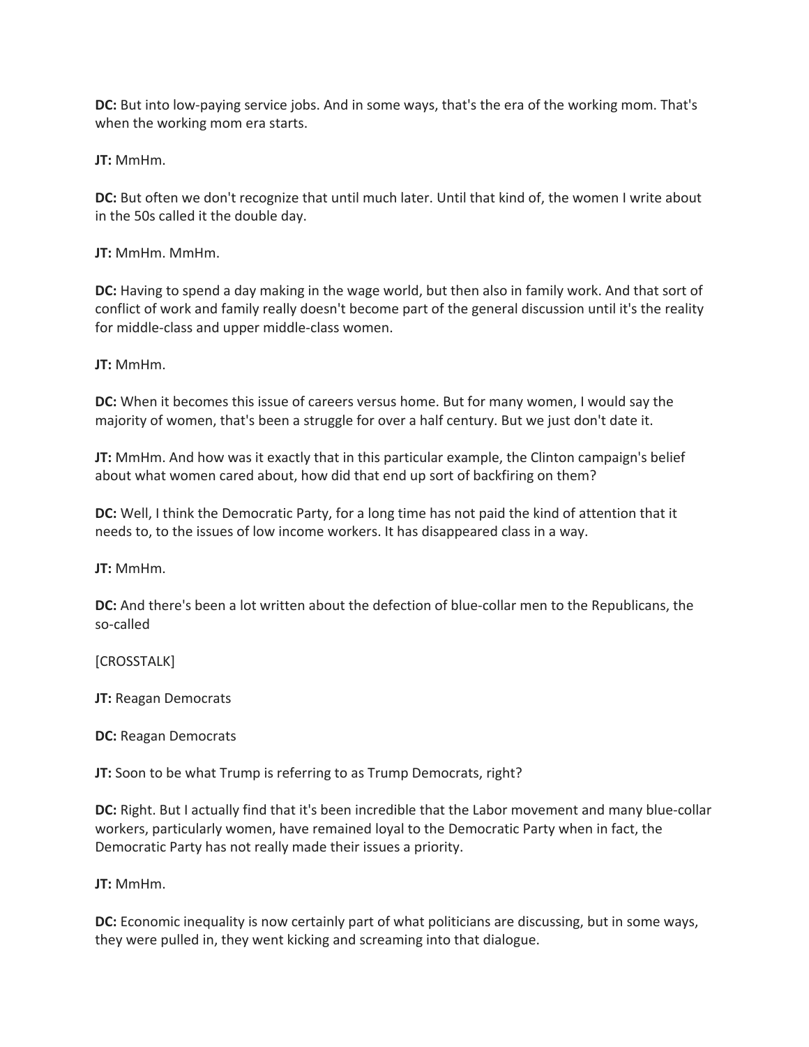**DC:** But into low-paying service jobs. And in some ways, that's the era of the working mom. That's when the working mom era starts.

**JT:** MmHm.

**DC:** But often we don't recognize that until much later. Until that kind of, the women I write about in the 50s called it the double day.

**JT:** MmHm. MmHm.

**DC:** Having to spend a day making in the wage world, but then also in family work. And that sort of conflict of work and family really doesn't become part of the general discussion until it's the reality for middle-class and upper middle-class women.

**JT:** MmHm.

**DC:** When it becomes this issue of careers versus home. But for many women, I would say the majority of women, that's been a struggle for over a half century. But we just don't date it.

**JT:** MmHm. And how was it exactly that in this particular example, the Clinton campaign's belief about what women cared about, how did that end up sort of backfiring on them?

**DC:** Well, I think the Democratic Party, for a long time has not paid the kind of attention that it needs to, to the issues of low income workers. It has disappeared class in a way.

**JT:** MmHm.

**DC:** And there's been a lot written about the defection of blue-collar men to the Republicans, the so-called

[CROSSTALK]

**JT:** Reagan Democrats

**DC:** Reagan Democrats

**JT:** Soon to be what Trump is referring to as Trump Democrats, right?

**DC:** Right. But I actually find that it's been incredible that the Labor movement and many blue-collar workers, particularly women, have remained loyal to the Democratic Party when in fact, the Democratic Party has not really made their issues a priority.

**JT:** MmHm.

**DC:** Economic inequality is now certainly part of what politicians are discussing, but in some ways, they were pulled in, they went kicking and screaming into that dialogue.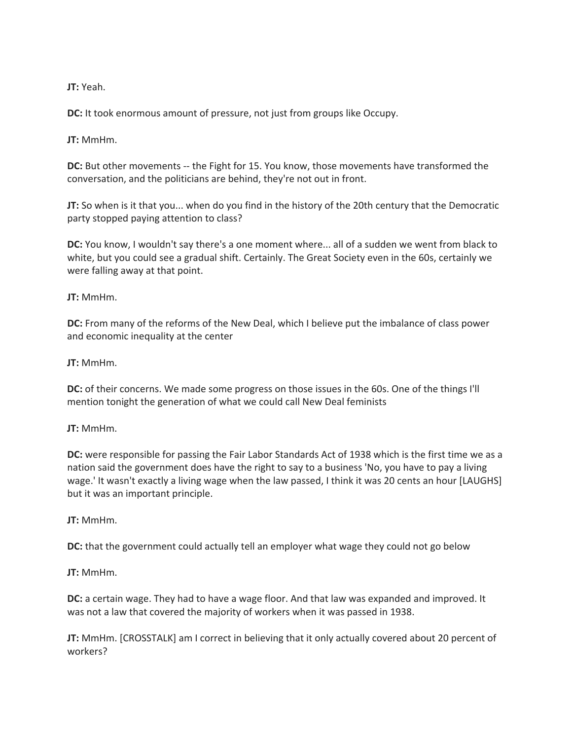**JT:** Yeah.

**DC:** It took enormous amount of pressure, not just from groups like Occupy.

**JT:** MmHm.

**DC:** But other movements -- the Fight for 15. You know, those movements have transformed the conversation, and the politicians are behind, they're not out in front.

**JT:** So when is it that you... when do you find in the history of the 20th century that the Democratic party stopped paying attention to class?

**DC:** You know, I wouldn't say there's a one moment where... all of a sudden we went from black to white, but you could see a gradual shift. Certainly. The Great Society even in the 60s, certainly we were falling away at that point.

**JT:** MmHm.

**DC:** From many of the reforms of the New Deal, which I believe put the imbalance of class power and economic inequality at the center

**JT:** MmHm.

**DC:** of their concerns. We made some progress on those issues in the 60s. One of the things I'll mention tonight the generation of what we could call New Deal feminists

**JT:** MmHm.

**DC:** were responsible for passing the Fair Labor Standards Act of 1938 which is the first time we as a nation said the government does have the right to say to a business 'No, you have to pay a living wage.' It wasn't exactly a living wage when the law passed, I think it was 20 cents an hour [LAUGHS] but it was an important principle.

**JT:** MmHm.

**DC:** that the government could actually tell an employer what wage they could not go below

**JT:** MmHm.

**DC:** a certain wage. They had to have a wage floor. And that law was expanded and improved. It was not a law that covered the majority of workers when it was passed in 1938.

**JT:** MmHm. [CROSSTALK] am I correct in believing that it only actually covered about 20 percent of workers?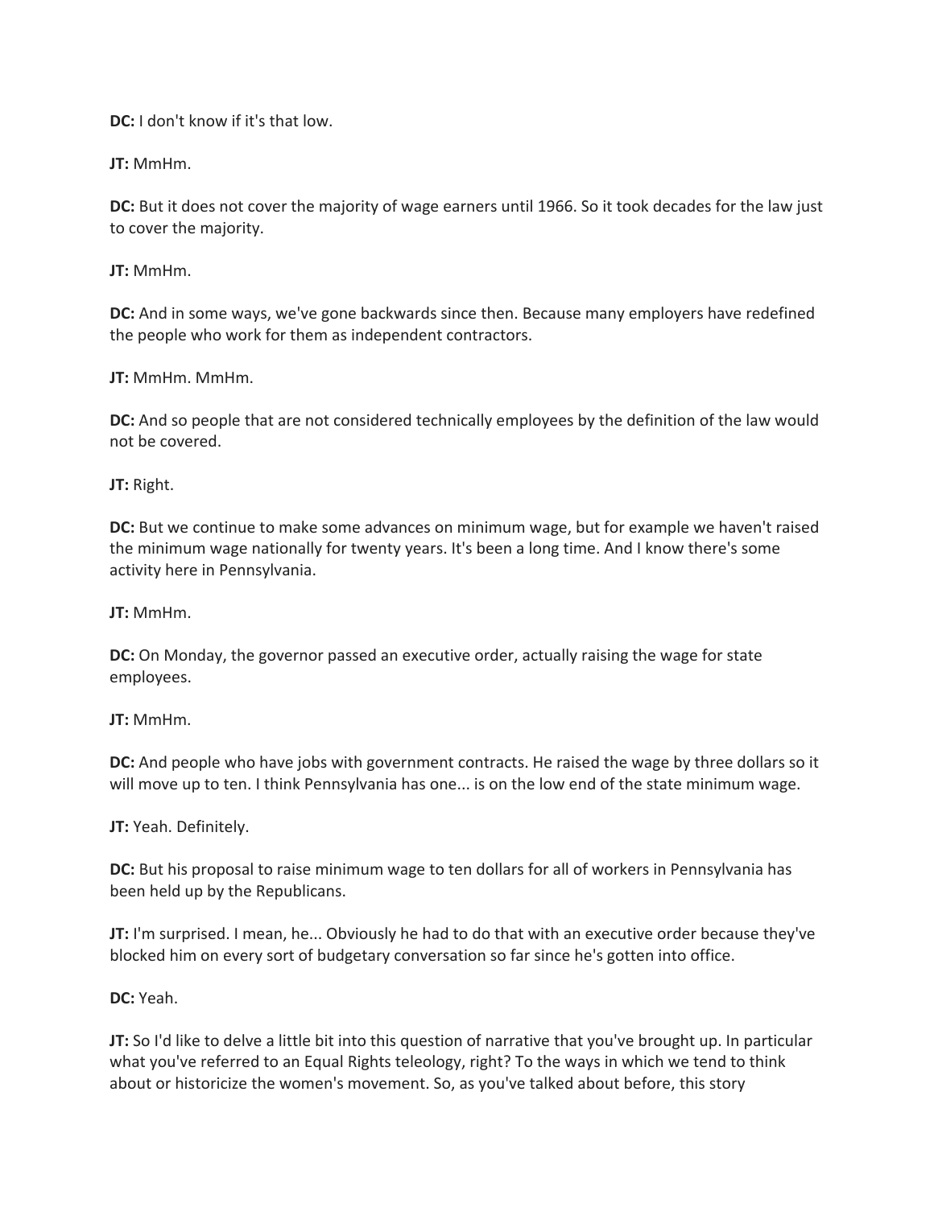**DC:** I don't know if it's that low.

**JT:** MmHm.

**DC:** But it does not cover the majority of wage earners until 1966. So it took decades for the law just to cover the majority.

**JT:** MmHm.

**DC:** And in some ways, we've gone backwards since then. Because many employers have redefined the people who work for them as independent contractors.

**JT:** MmHm. MmHm.

**DC:** And so people that are not considered technically employees by the definition of the law would not be covered.

**JT:** Right.

**DC:** But we continue to make some advances on minimum wage, but for example we haven't raised the minimum wage nationally for twenty years. It's been a long time. And I know there's some activity here in Pennsylvania.

**JT:** MmHm.

**DC:** On Monday, the governor passed an executive order, actually raising the wage for state employees.

**JT:** MmHm.

**DC:** And people who have jobs with government contracts. He raised the wage by three dollars so it will move up to ten. I think Pennsylvania has one... is on the low end of the state minimum wage.

**JT:** Yeah. Definitely.

**DC:** But his proposal to raise minimum wage to ten dollars for all of workers in Pennsylvania has been held up by the Republicans.

**JT:** I'm surprised. I mean, he... Obviously he had to do that with an executive order because they've blocked him on every sort of budgetary conversation so far since he's gotten into office.

**DC:** Yeah.

**JT:** So I'd like to delve a little bit into this question of narrative that you've brought up. In particular what you've referred to an Equal Rights teleology, right? To the ways in which we tend to think about or historicize the women's movement. So, as you've talked about before, this story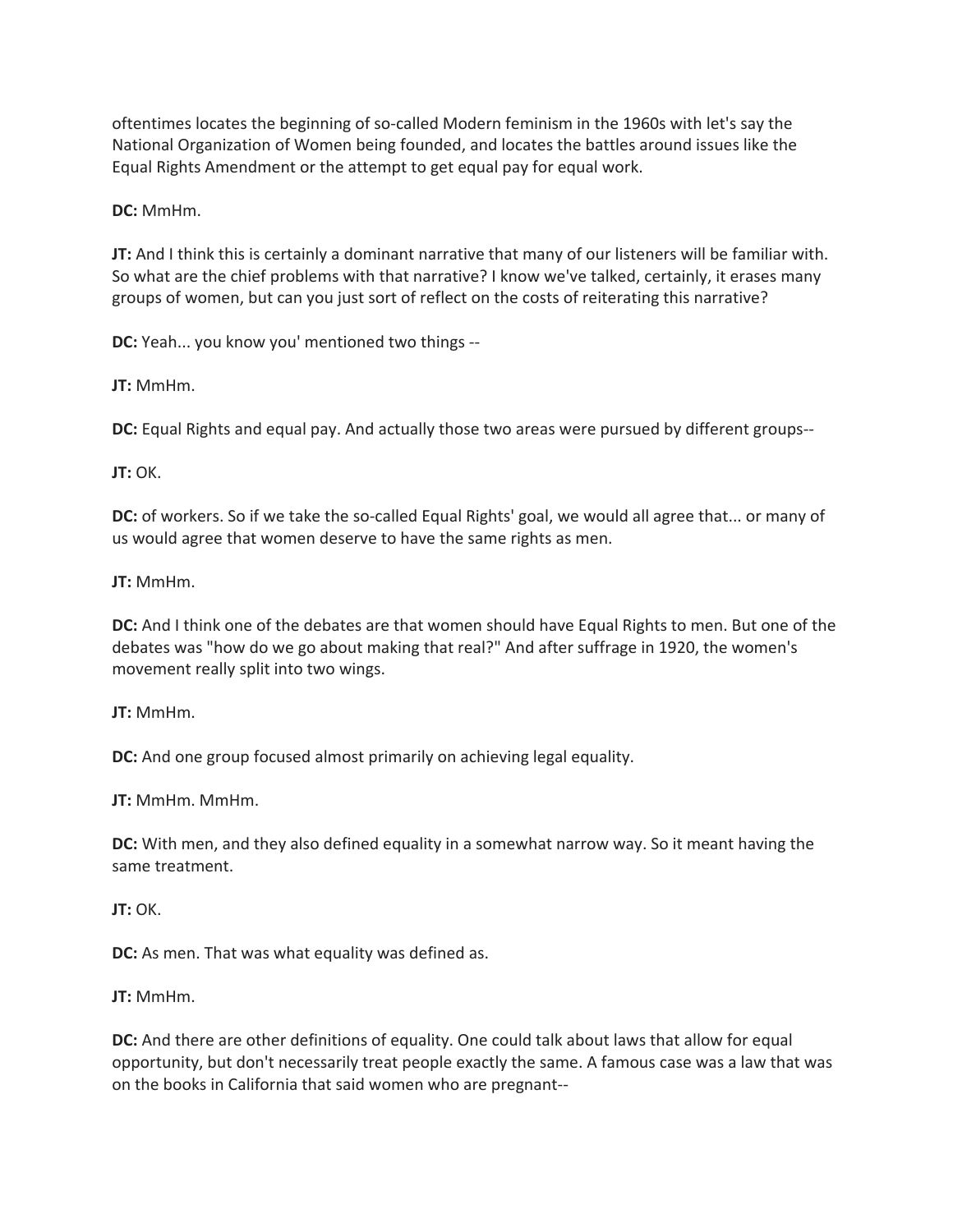oftentimes locates the beginning of so-called Modern feminism in the 1960s with let's say the National Organization of Women being founded, and locates the battles around issues like the Equal Rights Amendment or the attempt to get equal pay for equal work.

**DC:** MmHm.

**JT:** And I think this is certainly a dominant narrative that many of our listeners will be familiar with. So what are the chief problems with that narrative? I know we've talked, certainly, it erases many groups of women, but can you just sort of reflect on the costs of reiterating this narrative?

**DC:** Yeah... you know you' mentioned two things --

**JT:** MmHm.

**DC:** Equal Rights and equal pay. And actually those two areas were pursued by different groups--

**JT:** OK.

**DC:** of workers. So if we take the so-called Equal Rights' goal, we would all agree that... or many of us would agree that women deserve to have the same rights as men.

**JT:** MmHm.

**DC:** And I think one of the debates are that women should have Equal Rights to men. But one of the debates was "how do we go about making that real?" And after suffrage in 1920, the women's movement really split into two wings.

**JT:** MmHm.

**DC:** And one group focused almost primarily on achieving legal equality.

**JT:** MmHm. MmHm.

**DC:** With men, and they also defined equality in a somewhat narrow way. So it meant having the same treatment.

**JT:** OK.

**DC:** As men. That was what equality was defined as.

**JT:** MmHm.

**DC:** And there are other definitions of equality. One could talk about laws that allow for equal opportunity, but don't necessarily treat people exactly the same. A famous case was a law that was on the books in California that said women who are pregnant--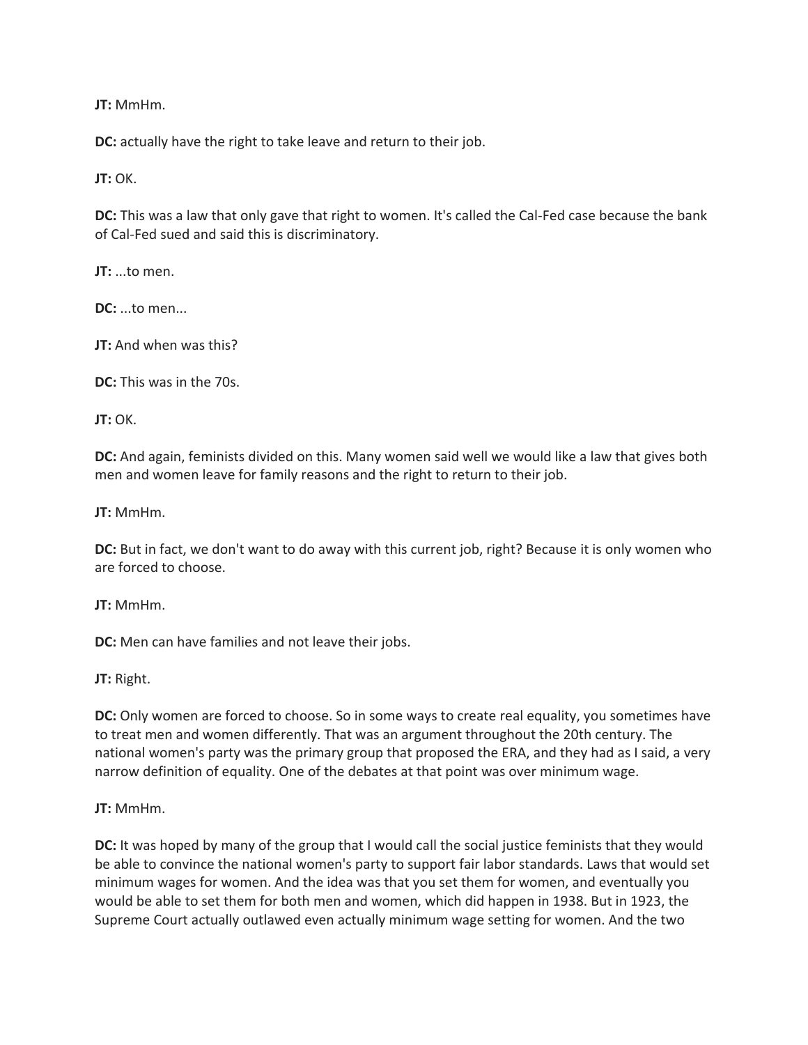**JT:** MmHm.

**DC:** actually have the right to take leave and return to their job.

**JT:** OK.

**DC:** This was a law that only gave that right to women. It's called the Cal-Fed case because the bank of Cal-Fed sued and said this is discriminatory.

**JT:** ...to men.

**DC:** ...to men...

**JT:** And when was this?

**DC:** This was in the 70s.

**JT:** OK.

**DC:** And again, feminists divided on this. Many women said well we would like a law that gives both men and women leave for family reasons and the right to return to their job.

**JT:** MmHm.

**DC:** But in fact, we don't want to do away with this current job, right? Because it is only women who are forced to choose.

**JT:** MmHm.

**DC:** Men can have families and not leave their jobs.

**JT:** Right.

**DC:** Only women are forced to choose. So in some ways to create real equality, you sometimes have to treat men and women differently. That was an argument throughout the 20th century. The national women's party was the primary group that proposed the ERA, and they had as I said, a very narrow definition of equality. One of the debates at that point was over minimum wage.

**JT:** MmHm.

**DC:** It was hoped by many of the group that I would call the social justice feminists that they would be able to convince the national women's party to support fair labor standards. Laws that would set minimum wages for women. And the idea was that you set them for women, and eventually you would be able to set them for both men and women, which did happen in 1938. But in 1923, the Supreme Court actually outlawed even actually minimum wage setting for women. And the two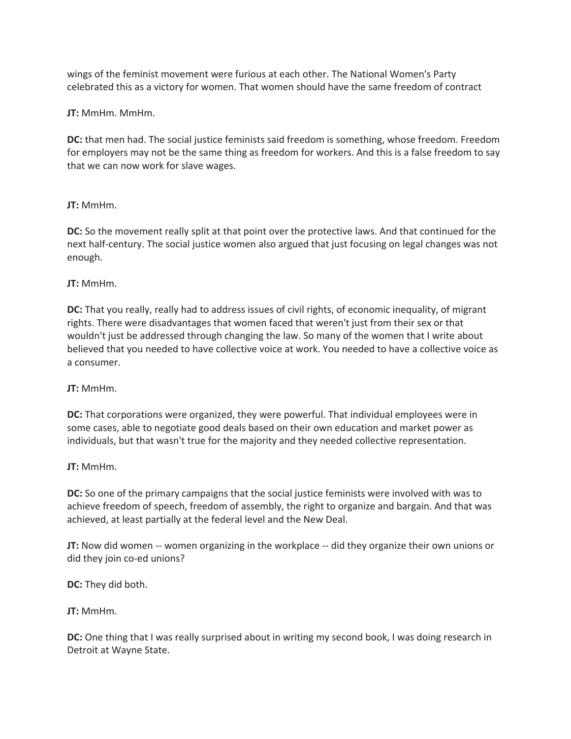wings of the feminist movement were furious at each other. The National Women's Party celebrated this as a victory for women. That women should have the same freedom of contract

**JT:** MmHm. MmHm.

**DC:** that men had. The social justice feminists said freedom is something, whose freedom. Freedom for employers may not be the same thing as freedom for workers. And this is a false freedom to say that we can now work for slave wages.

**JT:** MmHm.

**DC:** So the movement really split at that point over the protective laws. And that continued for the next half-century. The social justice women also argued that just focusing on legal changes was not enough.

**JT:** MmHm.

**DC:** That you really, really had to address issues of civil rights, of economic inequality, of migrant rights. There were disadvantages that women faced that weren't just from their sex or that wouldn't just be addressed through changing the law. So many of the women that I write about believed that you needed to have collective voice at work. You needed to have a collective voice as a consumer.

**JT:** MmHm.

**DC:** That corporations were organized, they were powerful. That individual employees were in some cases, able to negotiate good deals based on their own education and market power as individuals, but that wasn't true for the majority and they needed collective representation.

**JT:** MmHm.

**DC:** So one of the primary campaigns that the social justice feminists were involved with was to achieve freedom of speech, freedom of assembly, the right to organize and bargain. And that was achieved, at least partially at the federal level and the New Deal.

**JT:** Now did women -- women organizing in the workplace -- did they organize their own unions or did they join co-ed unions?

**DC:** They did both.

**JT:** MmHm.

**DC:** One thing that I was really surprised about in writing my second book, I was doing research in Detroit at Wayne State.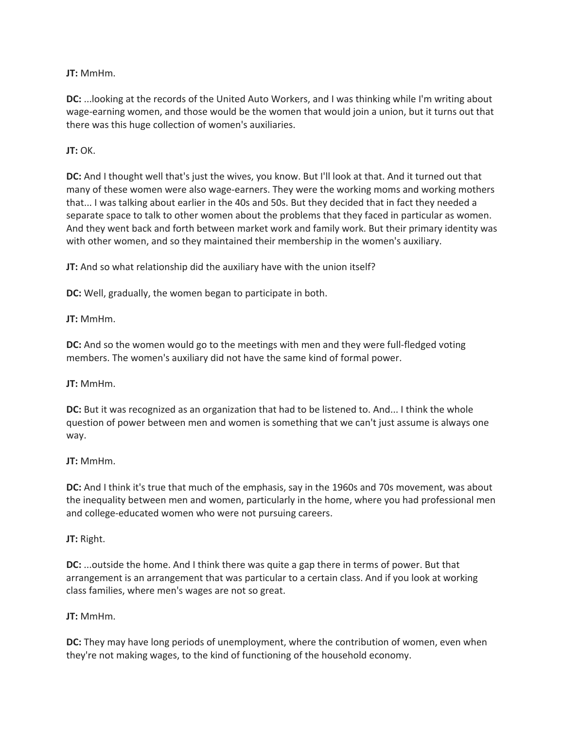**JT:** MmHm.

**DC:** ...looking at the records of the United Auto Workers, and I was thinking while I'm writing about wage-earning women, and those would be the women that would join a union, but it turns out that there was this huge collection of women's auxiliaries.

**JT:** OK.

**DC:** And I thought well that's just the wives, you know. But I'll look at that. And it turned out that many of these women were also wage-earners. They were the working moms and working mothers that... I was talking about earlier in the 40s and 50s. But they decided that in fact they needed a separate space to talk to other women about the problems that they faced in particular as women. And they went back and forth between market work and family work. But their primary identity was with other women, and so they maintained their membership in the women's auxiliary.

**JT:** And so what relationship did the auxiliary have with the union itself?

**DC:** Well, gradually, the women began to participate in both.

**JT:** MmHm.

**DC:** And so the women would go to the meetings with men and they were full-fledged voting members. The women's auxiliary did not have the same kind of formal power.

**JT:** MmHm.

**DC:** But it was recognized as an organization that had to be listened to. And... I think the whole question of power between men and women is something that we can't just assume is always one way.

**JT:** MmHm.

**DC:** And I think it's true that much of the emphasis, say in the 1960s and 70s movement, was about the inequality between men and women, particularly in the home, where you had professional men and college-educated women who were not pursuing careers.

**JT:** Right.

**DC:** ...outside the home. And I think there was quite a gap there in terms of power. But that arrangement is an arrangement that was particular to a certain class. And if you look at working class families, where men's wages are not so great.

**JT:** MmHm.

**DC:** They may have long periods of unemployment, where the contribution of women, even when they're not making wages, to the kind of functioning of the household economy.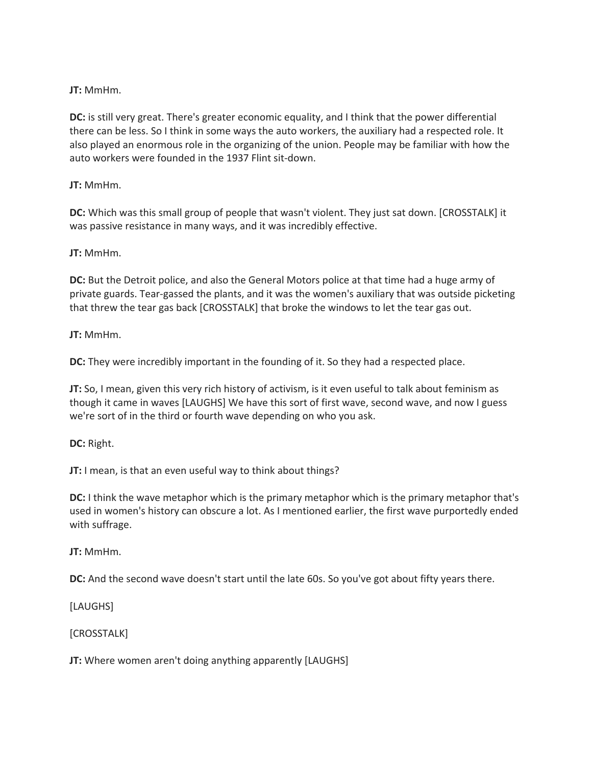**JT:** MmHm.

**DC:** is still very great. There's greater economic equality, and I think that the power differential there can be less. So I think in some ways the auto workers, the auxiliary had a respected role. It also played an enormous role in the organizing of the union. People may be familiar with how the auto workers were founded in the 1937 Flint sit-down.

**JT:** MmHm.

**DC:** Which was this small group of people that wasn't violent. They just sat down. [CROSSTALK] it was passive resistance in many ways, and it was incredibly effective.

**JT:** MmHm.

**DC:** But the Detroit police, and also the General Motors police at that time had a huge army of private guards. Tear-gassed the plants, and it was the women's auxiliary that was outside picketing that threw the tear gas back [CROSSTALK] that broke the windows to let the tear gas out.

**JT:** MmHm.

**DC:** They were incredibly important in the founding of it. So they had a respected place.

**JT:** So, I mean, given this very rich history of activism, is it even useful to talk about feminism as though it came in waves [LAUGHS] We have this sort of first wave, second wave, and now I guess we're sort of in the third or fourth wave depending on who you ask.

**DC:** Right.

**JT:** I mean, is that an even useful way to think about things?

**DC:** I think the wave metaphor which is the primary metaphor which is the primary metaphor that's used in women's history can obscure a lot. As I mentioned earlier, the first wave purportedly ended with suffrage.

**JT:** MmHm.

**DC:** And the second wave doesn't start until the late 60s. So you've got about fifty years there.

[LAUGHS]

[CROSSTALK]

**JT:** Where women aren't doing anything apparently [LAUGHS]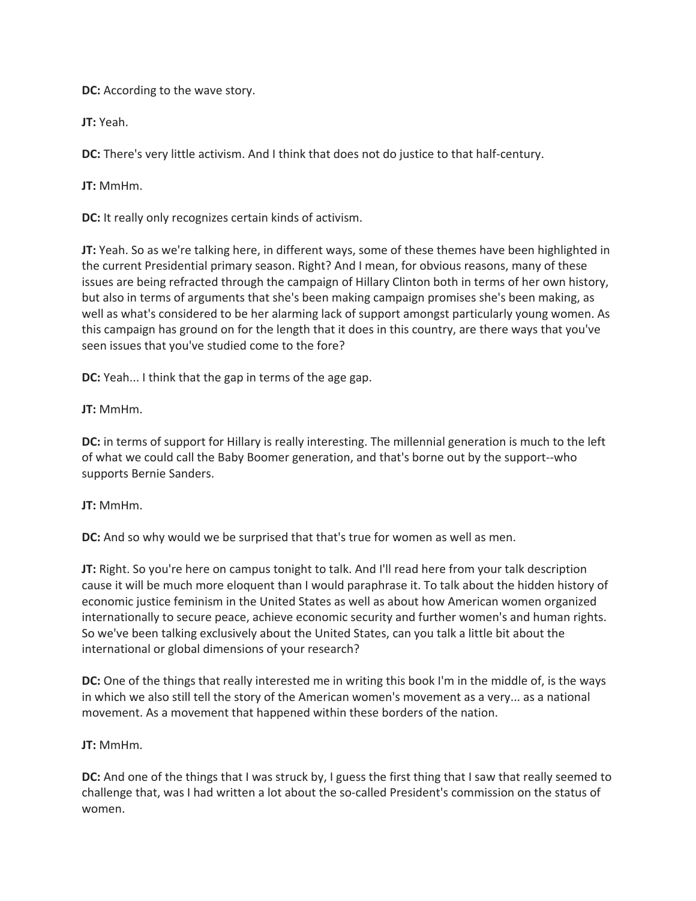**DC:** According to the wave story.

**JT:** Yeah.

**DC:** There's very little activism. And I think that does not do justice to that half-century.

**JT:** MmHm.

**DC:** It really only recognizes certain kinds of activism.

**JT:** Yeah. So as we're talking here, in different ways, some of these themes have been highlighted in the current Presidential primary season. Right? And I mean, for obvious reasons, many of these issues are being refracted through the campaign of Hillary Clinton both in terms of her own history, but also in terms of arguments that she's been making campaign promises she's been making, as well as what's considered to be her alarming lack of support amongst particularly young women. As this campaign has ground on for the length that it does in this country, are there ways that you've seen issues that you've studied come to the fore?

**DC:** Yeah... I think that the gap in terms of the age gap.

**JT:** MmHm.

**DC:** in terms of support for Hillary is really interesting. The millennial generation is much to the left of what we could call the Baby Boomer generation, and that's borne out by the support--who supports Bernie Sanders.

**JT:** MmHm.

**DC:** And so why would we be surprised that that's true for women as well as men.

**JT:** Right. So you're here on campus tonight to talk. And I'll read here from your talk description cause it will be much more eloquent than I would paraphrase it. To talk about the hidden history of economic justice feminism in the United States as well as about how American women organized internationally to secure peace, achieve economic security and further women's and human rights. So we've been talking exclusively about the United States, can you talk a little bit about the international or global dimensions of your research?

**DC:** One of the things that really interested me in writing this book I'm in the middle of, is the ways in which we also still tell the story of the American women's movement as a very... as a national movement. As a movement that happened within these borders of the nation.

**JT:** MmHm.

**DC:** And one of the things that I was struck by, I guess the first thing that I saw that really seemed to challenge that, was I had written a lot about the so-called President's commission on the status of women.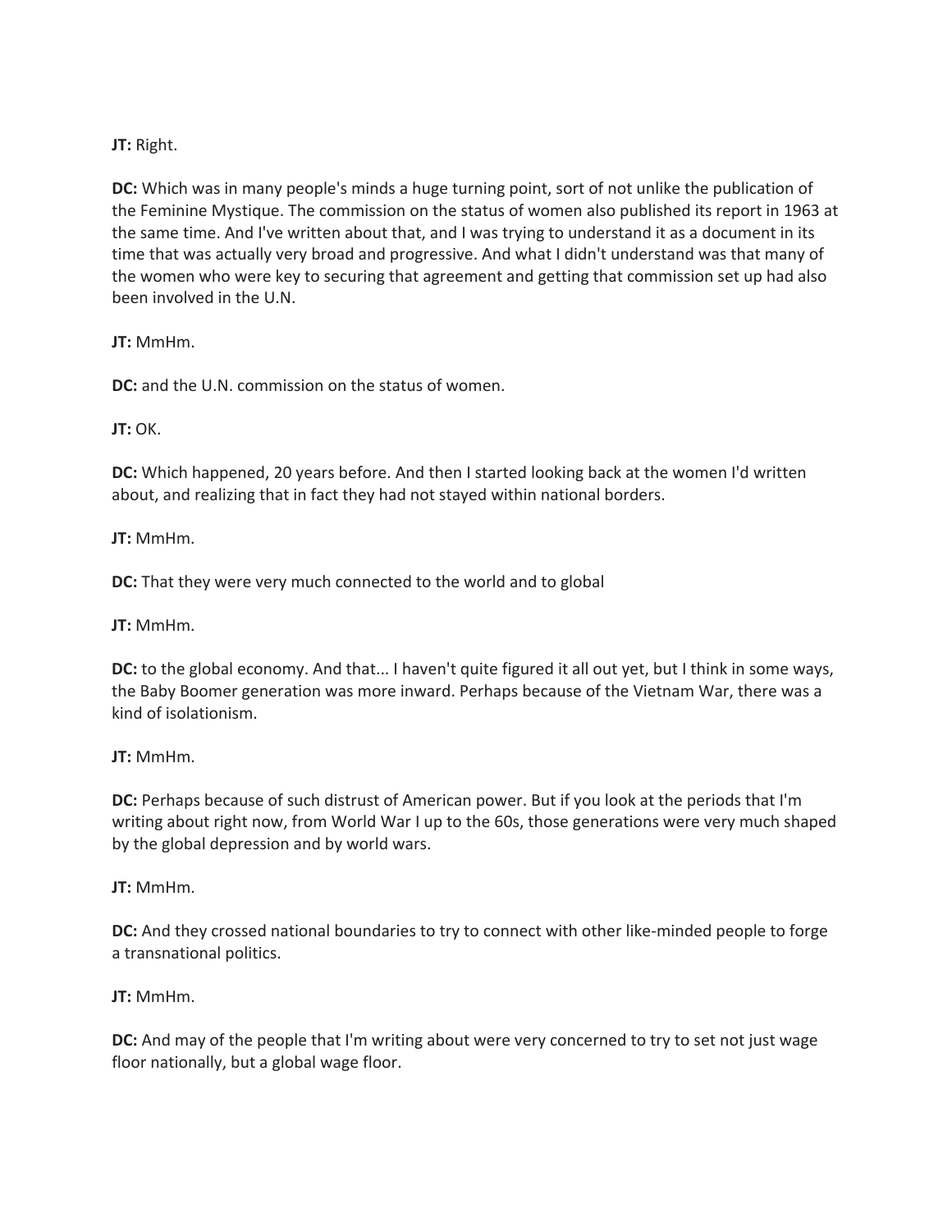**JT:** Right.

**DC:** Which was in many people's minds a huge turning point, sort of not unlike the publication of the Feminine Mystique. The commission on the status of women also published its report in 1963 at the same time. And I've written about that, and I was trying to understand it as a document in its time that was actually very broad and progressive. And what I didn't understand was that many of the women who were key to securing that agreement and getting that commission set up had also been involved in the U.N.

**JT:** MmHm.

**DC:** and the U.N. commission on the status of women.

**JT:** OK.

**DC:** Which happened, 20 years before. And then I started looking back at the women I'd written about, and realizing that in fact they had not stayed within national borders.

**JT:** MmHm.

**DC:** That they were very much connected to the world and to global

**JT:** MmHm.

**DC:** to the global economy. And that... I haven't quite figured it all out yet, but I think in some ways, the Baby Boomer generation was more inward. Perhaps because of the Vietnam War, there was a kind of isolationism.

**JT:** MmHm.

**DC:** Perhaps because of such distrust of American power. But if you look at the periods that I'm writing about right now, from World War I up to the 60s, those generations were very much shaped by the global depression and by world wars.

**JT:** MmHm.

**DC:** And they crossed national boundaries to try to connect with other like-minded people to forge a transnational politics.

**JT:** MmHm.

**DC:** And may of the people that I'm writing about were very concerned to try to set not just wage floor nationally, but a global wage floor.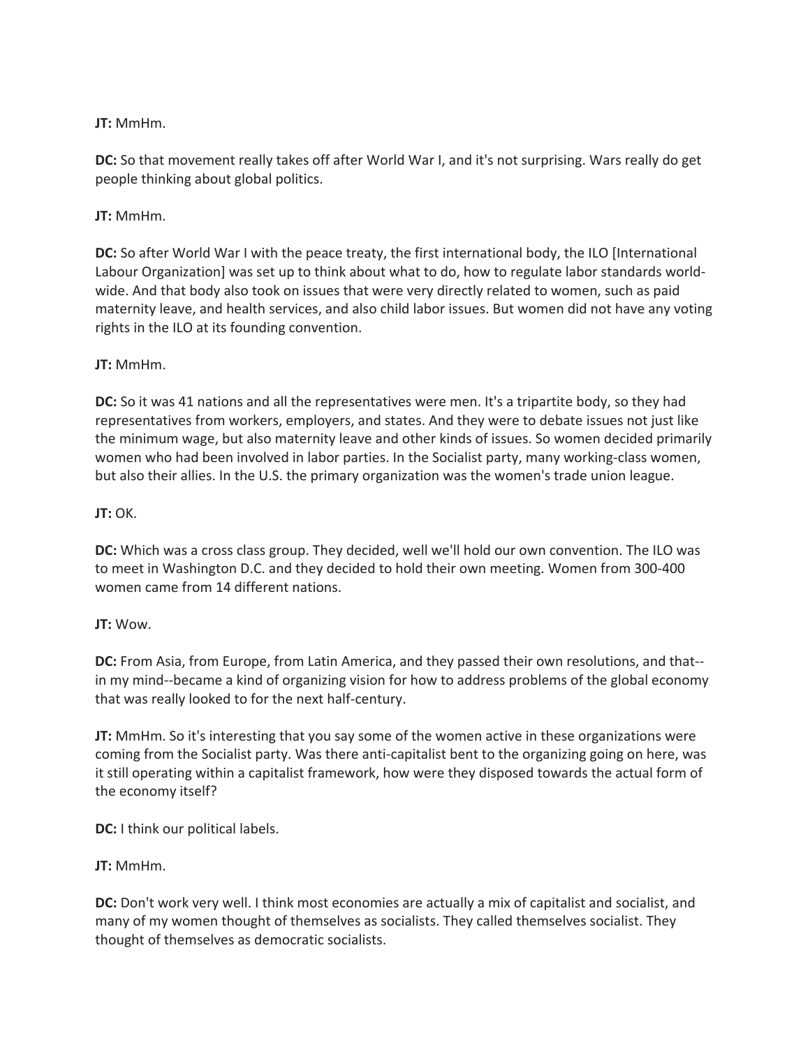**JT:** MmHm.

**DC:** So that movement really takes off after World War I, and it's not surprising. Wars really do get people thinking about global politics.

**JT:** MmHm.

**DC:** So after World War I with the peace treaty, the first international body, the ILO [International Labour Organization] was set up to think about what to do, how to regulate labor standards world-wide. And that body also took on issues that were very directly related to women, such as paid maternity leave, and health services, and also child labor issues. But women did not have any voting rights in the ILO at its founding convention.

**JT:** MmHm.

**DC:** So it was 41 nations and all the representatives were men. It's a tripartite body, so they had representatives from workers, employers, and states. And they were to debate issues not just like the minimum wage, but also maternity leave and other kinds of issues. So women decided primarily women who had been involved in labor parties. In the Socialist party, many working-class women, but also their allies. In the U.S. the primary organization was the women's trade union league.

**JT:** OK.

**DC:** Which was a cross class group. They decided, well we'll hold our own convention. The ILO was to meet in Washington D.C. and they decided to hold their own meeting. Women from 300-400 women came from 14 different nations.

**JT:** Wow.

**DC:** From Asia, from Europe, from Latin America, and they passed their own resolutions, and that--in my mind--became a kind of organizing vision for how to address problems of the global economy that was really looked to for the next half-century.

**JT:** MmHm. So it's interesting that you say some of the women active in these organizations were coming from the Socialist party. Was there anti-capitalist bent to the organizing going on here, was it still operating within a capitalist framework, how were they disposed towards the actual form of the economy itself?

**DC:** I think our political labels.

**JT:** MmHm.

**DC:** Don't work very well. I think most economies are actually a mix of capitalist and socialist, and many of my women thought of themselves as socialists. They called themselves socialist. They thought of themselves as democratic socialists.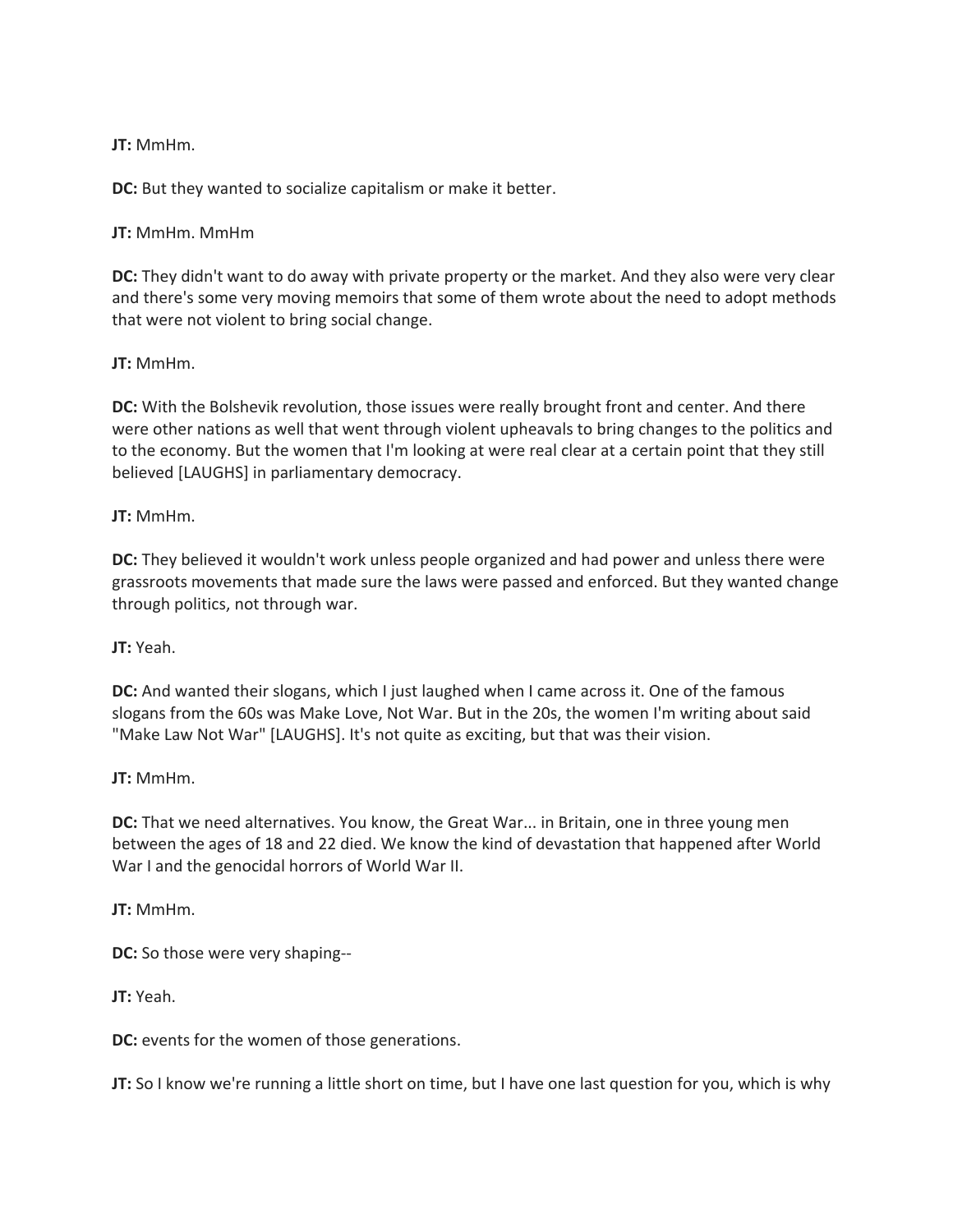**JT:** MmHm.

**DC:** But they wanted to socialize capitalism or make it better.

**JT:** MmHm. MmHm

**DC:** They didn't want to do away with private property or the market. And they also were very clear and there's some very moving memoirs that some of them wrote about the need to adopt methods that were not violent to bring social change.

**JT:** MmHm.

**DC:** With the Bolshevik revolution, those issues were really brought front and center. And there were other nations as well that went through violent upheavals to bring changes to the politics and to the economy. But the women that I'm looking at were real clear at a certain point that they still believed [LAUGHS] in parliamentary democracy.

**JT:** MmHm.

**DC:** They believed it wouldn't work unless people organized and had power and unless there were grassroots movements that made sure the laws were passed and enforced. But they wanted change through politics, not through war.

**JT:** Yeah.

**DC:** And wanted their slogans, which I just laughed when I came across it. One of the famous slogans from the 60s was Make Love, Not War. But in the 20s, the women I'm writing about said "Make Law Not War" [LAUGHS]. It's not quite as exciting, but that was their vision.

**JT:** MmHm.

**DC:** That we need alternatives. You know, the Great War... in Britain, one in three young men between the ages of 18 and 22 died. We know the kind of devastation that happened after World War I and the genocidal horrors of World War II.

**JT:** MmHm.

**DC:** So those were very shaping--

**JT:** Yeah.

**DC:** events for the women of those generations.

**JT:** So I know we're running a little short on time, but I have one last question for you, which is why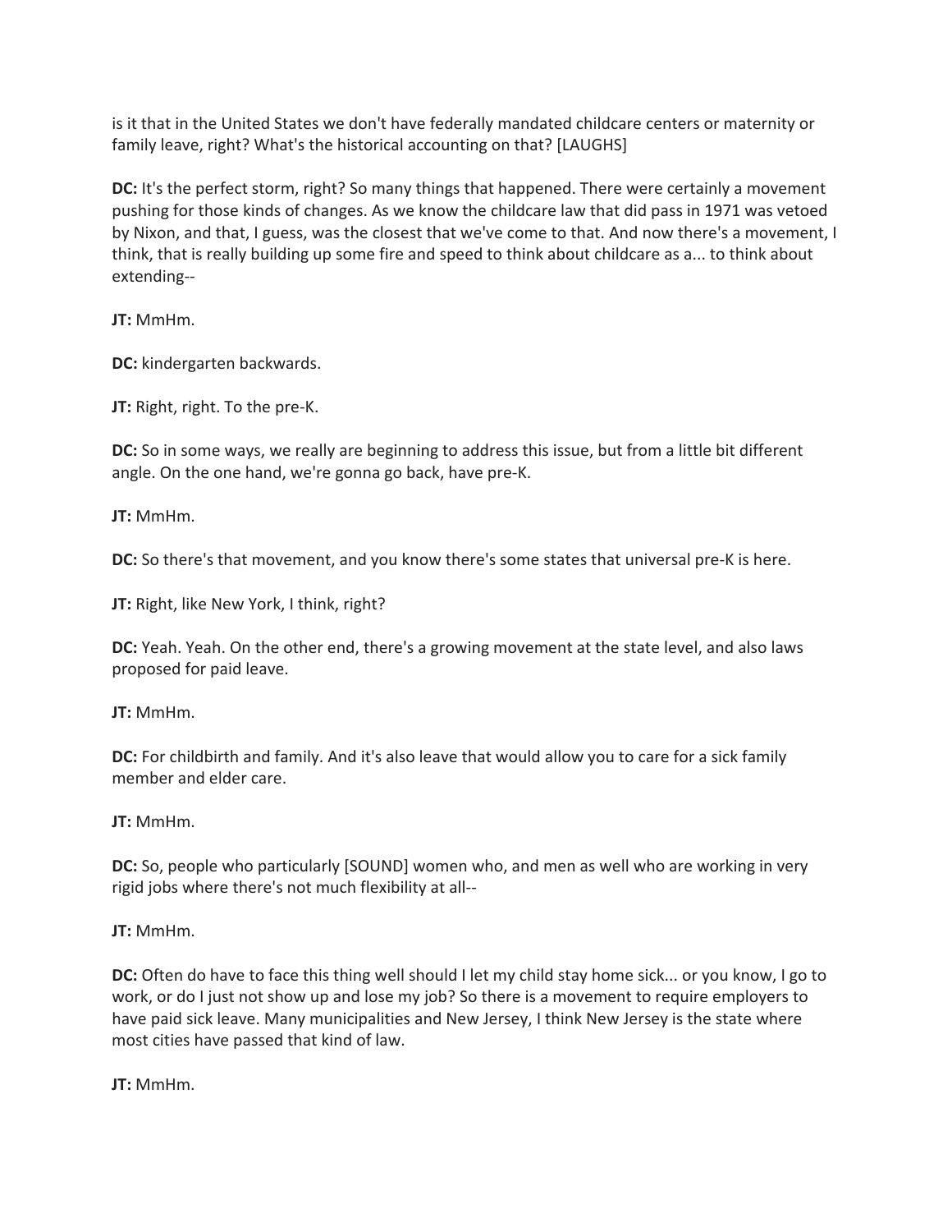is it that in the United States we don't have federally mandated childcare centers or maternity or family leave, right? What's the historical accounting on that? [LAUGHS]

**DC:** It's the perfect storm, right? So many things that happened. There were certainly a movement pushing for those kinds of changes. As we know the childcare law that did pass in 1971 was vetoed by Nixon, and that, I guess, was the closest that we've come to that. And now there's a movement, I think, that is really building up some fire and speed to think about childcare as a... to think about extending--

**JT:** MmHm.

**DC:** kindergarten backwards.

**JT:** Right, right. To the pre-K.

**DC:** So in some ways, we really are beginning to address this issue, but from a little bit different angle. On the one hand, we're gonna go back, have pre-K.

**JT:** MmHm.

**DC:** So there's that movement, and you know there's some states that universal pre-K is here.

**JT:** Right, like New York, I think, right?

**DC:** Yeah. Yeah. On the other end, there's a growing movement at the state level, and also laws proposed for paid leave.

**JT:** MmHm.

**DC:** For childbirth and family. And it's also leave that would allow you to care for a sick family member and elder care.

**JT:** MmHm.

**DC:** So, people who particularly [SOUND] women who, and men as well who are working in very rigid jobs where there's not much flexibility at all--

**JT:** MmHm.

**DC:** Often do have to face this thing well should I let my child stay home sick... or you know, I go to work, or do I just not show up and lose my job? So there is a movement to require employers to have paid sick leave. Many municipalities and New Jersey, I think New Jersey is the state where most cities have passed that kind of law.

**JT:** MmHm.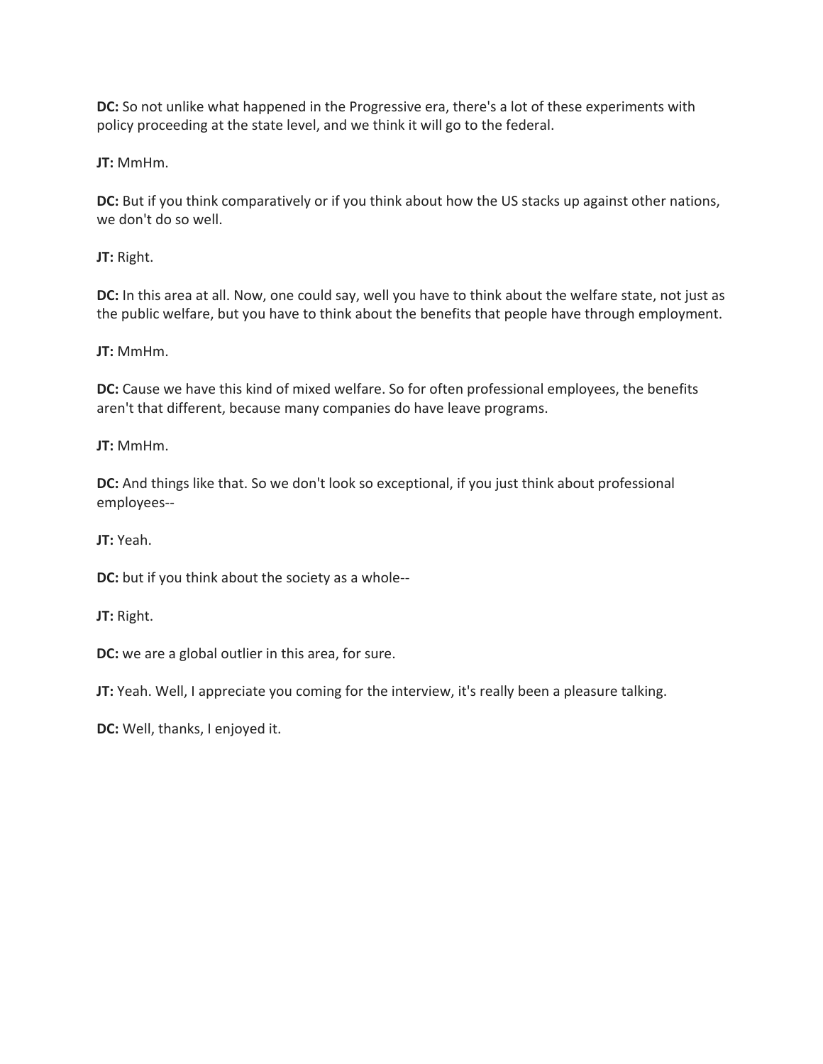**DC:** So not unlike what happened in the Progressive era, there's a lot of these experiments with policy proceeding at the state level, and we think it will go to the federal.

**JT:** MmHm.

**DC:** But if you think comparatively or if you think about how the US stacks up against other nations, we don't do so well.

**JT:** Right.

**DC:** In this area at all. Now, one could say, well you have to think about the welfare state, not just as the public welfare, but you have to think about the benefits that people have through employment.

**JT:** MmHm.

**DC:** Cause we have this kind of mixed welfare. So for often professional employees, the benefits aren't that different, because many companies do have leave programs.

**JT:** MmHm.

**DC:** And things like that. So we don't look so exceptional, if you just think about professional employees--

**JT:** Yeah.

**DC:** but if you think about the society as a whole--

**JT:** Right.

**DC:** we are a global outlier in this area, for sure.

**JT:** Yeah. Well, I appreciate you coming for the interview, it's really been a pleasure talking.

**DC:** Well, thanks, I enjoyed it.